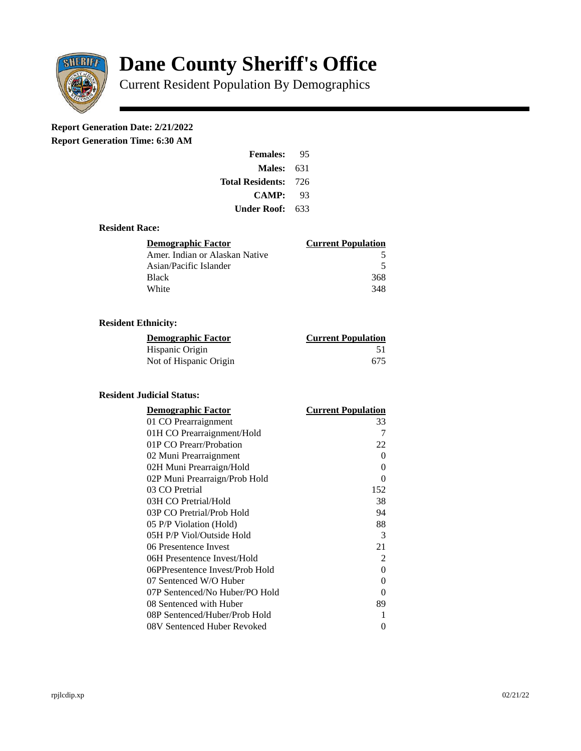# Dane County Sheriff's Office

Current Resident Population By Demographics

**Report Generation Date: 2/21/2022**

**Report Generation Time: 6:30 AM**

| | |
|---|---|
| **Females:** | 95 |
| **Males:** | 631 |
| **Total Residents:** | 726 |
| **CAMP:** | 93 |
| **Under Roof:** | 633 |

### Resident Race:

| Demographic Factor | Current Population |
|---|---|
| Amer. Indian or Alaskan Native | 5 |
| Asian/Pacific Islander | 5 |
| Black | 368 |
| White | 348 |

### Resident Ethnicity:

| Demographic Factor | Current Population |
|---|---|
| Hispanic Origin | 51 |
| Not of Hispanic Origin | 675 |

### Resident Judicial Status:

| Demographic Factor | Current Population |
|---|---|
| 01 CO Prearraignment | 33 |
| 01H CO Prearraignment/Hold | 7 |
| 01P CO Prearr/Probation | 22 |
| 02 Muni Prearraignment | 0 |
| 02H Muni Prearraign/Hold | 0 |
| 02P Muni Prearraign/Prob Hold | 0 |
| 03 CO Pretrial | 152 |
| 03H CO Pretrial/Hold | 38 |
| 03P CO Pretrial/Prob Hold | 94 |
| 05 P/P Violation (Hold) | 88 |
| 05H P/P Viol/Outside Hold | 3 |
| 06 Presentence Invest | 21 |
| 06H Presentence Invest/Hold | 2 |
| 06PPresentence Invest/Prob Hold | 0 |
| 07 Sentenced W/O Huber | 0 |
| 07P Sentenced/No Huber/PO Hold | 0 |
| 08 Sentenced with Huber | 89 |
| 08P Sentenced/Huber/Prob Hold | 1 |
| 08V Sentenced Huber Revoked | 0 |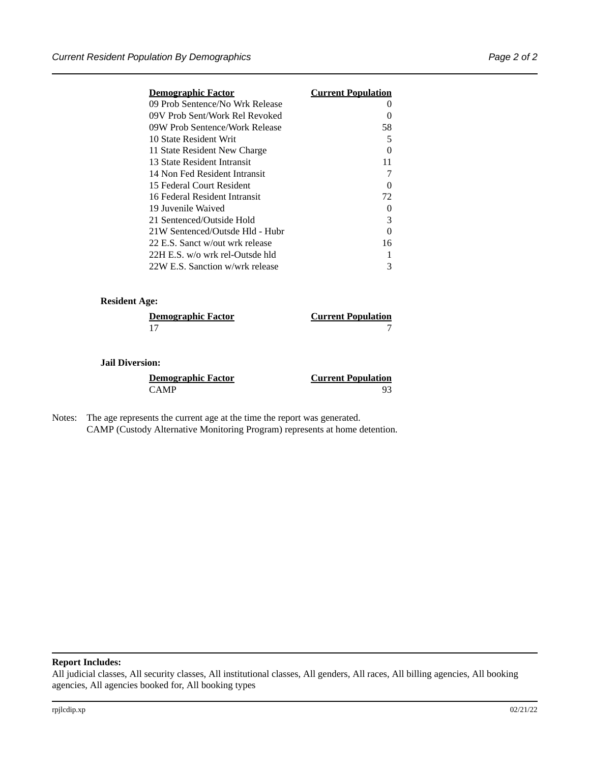| Demographic Factor | Current Population |
|---|---|
| 09 Prob Sentence/No Wrk Release | 0 |
| 09V Prob Sent/Work Rel Revoked | 0 |
| 09W Prob Sentence/Work Release | 58 |
| 10 State Resident Writ | 5 |
| 11 State Resident New Charge | 0 |
| 13 State Resident Intransit | 11 |
| 14 Non Fed Resident Intransit | 7 |
| 15 Federal Court Resident | 0 |
| 16 Federal Resident Intransit | 72 |
| 19 Juvenile Waived | 0 |
| 21 Sentenced/Outside Hold | 3 |
| 21W Sentenced/Outsde Hld - Hubr | 0 |
| 22 E.S. Sanct w/out wrk release | 16 |
| 22H E.S. w/o wrk rel-Outsde hld | 1 |
| 22W E.S. Sanction w/wrk release | 3 |

**Resident Age:**

| Demographic Factor | Current Population |
|---|---|
| 17 | 7 |

**Jail Diversion:**

| Demographic Factor | Current Population |
|---|---|
| CAMP | 93 |

Notes: The age represents the current age at the time the report was generated.
CAMP (Custody Alternative Monitoring Program) represents at home detention.

**Report Includes:**

All judicial classes, All security classes, All institutional classes, All genders, All races, All billing agencies, All booking agencies, All agencies booked for, All booking types

rpjlcdip.xp 02/21/22